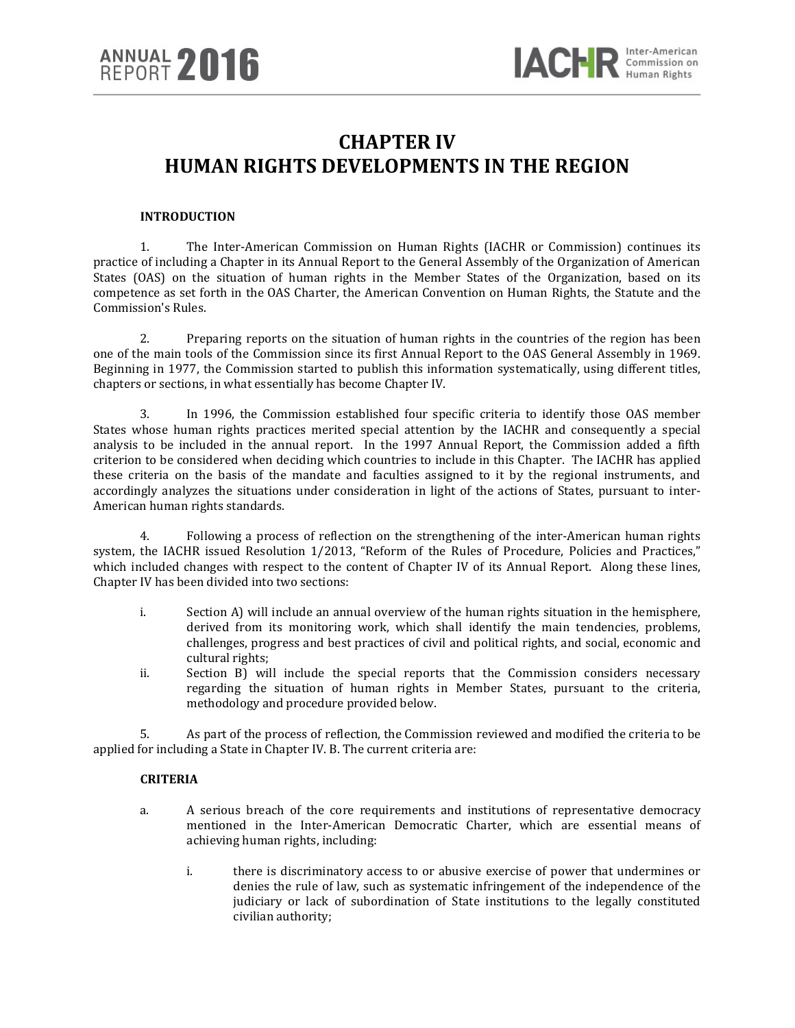# CHAPTER IV
# HUMAN RIGHTS DEVELOPMENTS IN THE REGION

**INTRODUCTION**

1. The Inter-American Commission on Human Rights (IACHR or Commission) continues its practice of including a Chapter in its Annual Report to the General Assembly of the Organization of American States (OAS) on the situation of human rights in the Member States of the Organization, based on its competence as set forth in the OAS Charter, the American Convention on Human Rights, the Statute and the Commission's Rules.

2. Preparing reports on the situation of human rights in the countries of the region has been one of the main tools of the Commission since its first Annual Report to the OAS General Assembly in 1969. Beginning in 1977, the Commission started to publish this information systematically, using different titles, chapters or sections, in what essentially has become Chapter IV.

3. In 1996, the Commission established four specific criteria to identify those OAS member States whose human rights practices merited special attention by the IACHR and consequently a special analysis to be included in the annual report. In the 1997 Annual Report, the Commission added a fifth criterion to be considered when deciding which countries to include in this Chapter. The IACHR has applied these criteria on the basis of the mandate and faculties assigned to it by the regional instruments, and accordingly analyzes the situations under consideration in light of the actions of States, pursuant to inter-American human rights standards.

4. Following a process of reflection on the strengthening of the inter-American human rights system, the IACHR issued Resolution 1/2013, "Reform of the Rules of Procedure, Policies and Practices," which included changes with respect to the content of Chapter IV of its Annual Report. Along these lines, Chapter IV has been divided into two sections:

- i. Section A) will include an annual overview of the human rights situation in the hemisphere, derived from its monitoring work, which shall identify the main tendencies, problems, challenges, progress and best practices of civil and political rights, and social, economic and cultural rights;
- ii. Section B) will include the special reports that the Commission considers necessary regarding the situation of human rights in Member States, pursuant to the criteria, methodology and procedure provided below.

5. As part of the process of reflection, the Commission reviewed and modified the criteria to be applied for including a State in Chapter IV. B. The current criteria are:

**CRITERIA**

a. A serious breach of the core requirements and institutions of representative democracy mentioned in the Inter-American Democratic Charter, which are essential means of achieving human rights, including:

   i. there is discriminatory access to or abusive exercise of power that undermines or denies the rule of law, such as systematic infringement of the independence of the judiciary or lack of subordination of State institutions to the legally constituted civilian authority;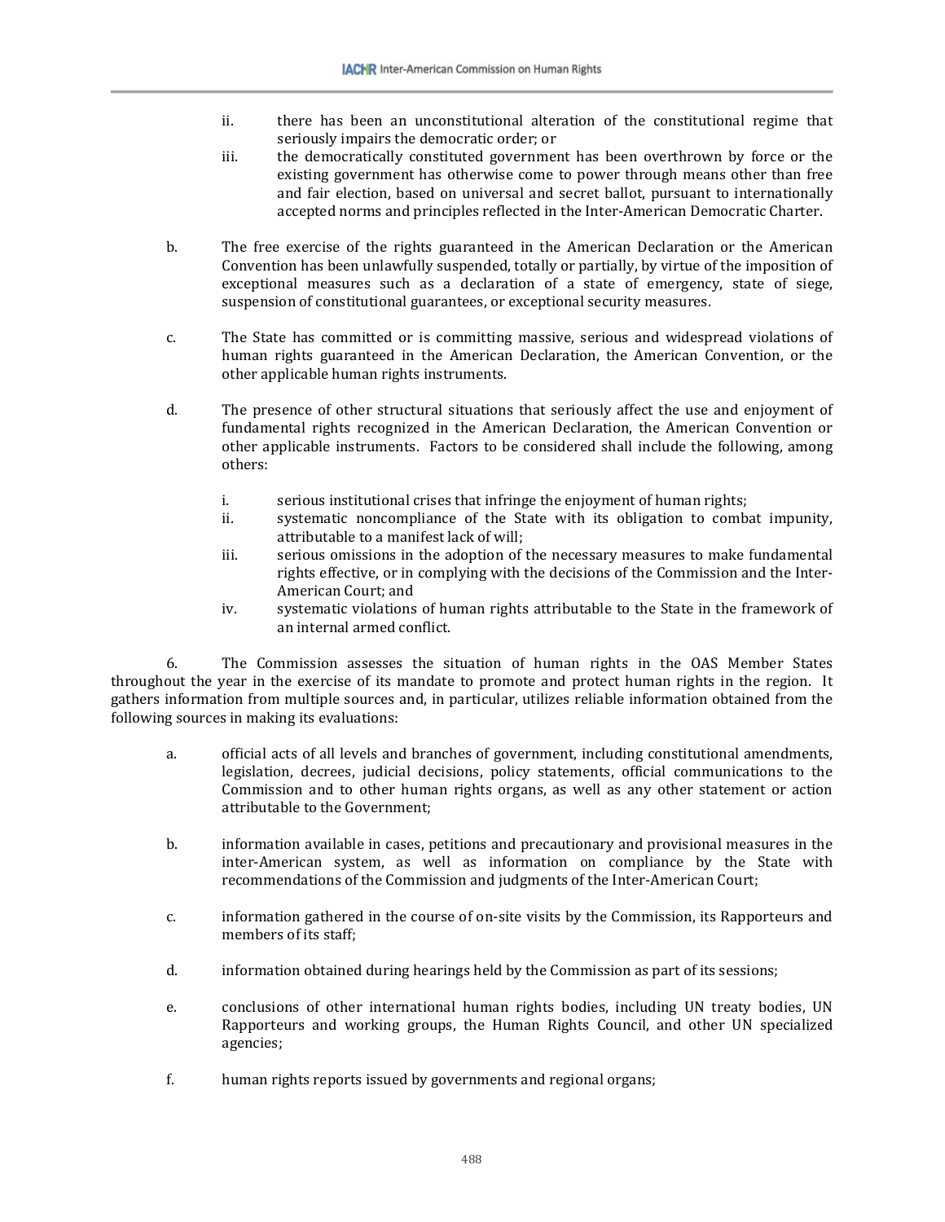ii. there has been an unconstitutional alteration of the constitutional regime that seriously impairs the democratic order; or
   iii. the democratically constituted government has been overthrown by force or the existing government has otherwise come to power through means other than free and fair election, based on universal and secret ballot, pursuant to internationally accepted norms and principles reflected in the Inter-American Democratic Charter.

b. The free exercise of the rights guaranteed in the American Declaration or the American Convention has been unlawfully suspended, totally or partially, by virtue of the imposition of exceptional measures such as a declaration of a state of emergency, state of siege, suspension of constitutional guarantees, or exceptional security measures.

c. The State has committed or is committing massive, serious and widespread violations of human rights guaranteed in the American Declaration, the American Convention, or the other applicable human rights instruments.

d. The presence of other structural situations that seriously affect the use and enjoyment of fundamental rights recognized in the American Declaration, the American Convention or other applicable instruments. Factors to be considered shall include the following, among others:

   i. serious institutional crises that infringe the enjoyment of human rights;
   ii. systematic noncompliance of the State with its obligation to combat impunity, attributable to a manifest lack of will;
   iii. serious omissions in the adoption of the necessary measures to make fundamental rights effective, or in complying with the decisions of the Commission and the Inter-American Court; and
   iv. systematic violations of human rights attributable to the State in the framework of an internal armed conflict.

6. The Commission assesses the situation of human rights in the OAS Member States throughout the year in the exercise of its mandate to promote and protect human rights in the region. It gathers information from multiple sources and, in particular, utilizes reliable information obtained from the following sources in making its evaluations:

a. official acts of all levels and branches of government, including constitutional amendments, legislation, decrees, judicial decisions, policy statements, official communications to the Commission and to other human rights organs, as well as any other statement or action attributable to the Government;

b. information available in cases, petitions and precautionary and provisional measures in the inter-American system, as well as information on compliance by the State with recommendations of the Commission and judgments of the Inter-American Court;

c. information gathered in the course of on-site visits by the Commission, its Rapporteurs and members of its staff;

d. information obtained during hearings held by the Commission as part of its sessions;

e. conclusions of other international human rights bodies, including UN treaty bodies, UN Rapporteurs and working groups, the Human Rights Council, and other UN specialized agencies;

f. human rights reports issued by governments and regional organs;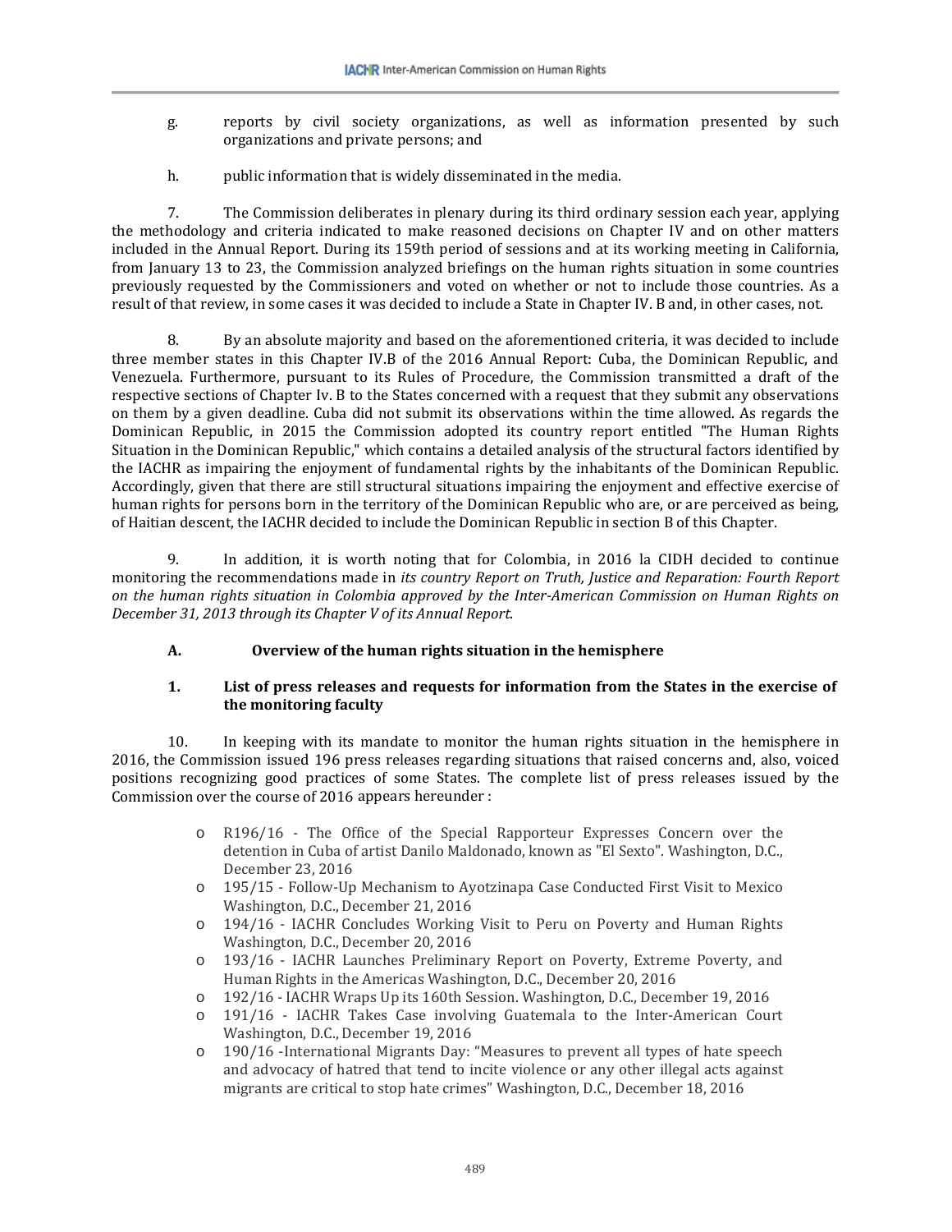g. reports by civil society organizations, as well as information presented by such organizations and private persons; and

h. public information that is widely disseminated in the media.

7. The Commission deliberates in plenary during its third ordinary session each year, applying the methodology and criteria indicated to make reasoned decisions on Chapter IV and on other matters included in the Annual Report. During its 159th period of sessions and at its working meeting in California, from January 13 to 23, the Commission analyzed briefings on the human rights situation in some countries previously requested by the Commissioners and voted on whether or not to include those countries. As a result of that review, in some cases it was decided to include a State in Chapter IV. B and, in other cases, not.

8. By an absolute majority and based on the aforementioned criteria, it was decided to include three member states in this Chapter IV.B of the 2016 Annual Report: Cuba, the Dominican Republic, and Venezuela. Furthermore, pursuant to its Rules of Procedure, the Commission transmitted a draft of the respective sections of Chapter Iv. B to the States concerned with a request that they submit any observations on them by a given deadline. Cuba did not submit its observations within the time allowed. As regards the Dominican Republic, in 2015 the Commission adopted its country report entitled "The Human Rights Situation in the Dominican Republic," which contains a detailed analysis of the structural factors identified by the IACHR as impairing the enjoyment of fundamental rights by the inhabitants of the Dominican Republic. Accordingly, given that there are still structural situations impairing the enjoyment and effective exercise of human rights for persons born in the territory of the Dominican Republic who are, or are perceived as being, of Haitian descent, the IACHR decided to include the Dominican Republic in section B of this Chapter.

9. In addition, it is worth noting that for Colombia, in 2016 la CIDH decided to continue monitoring the recommendations made in *its country Report on Truth, Justice and Reparation: Fourth Report on the human rights situation in Colombia approved by the Inter-American Commission on Human Rights on December 31, 2013 through its Chapter V of its Annual Report*.

## A. Overview of the human rights situation in the hemisphere

### 1. List of press releases and requests for information from the States in the exercise of the monitoring faculty

10. In keeping with its mandate to monitor the human rights situation in the hemisphere in 2016, the Commission issued 196 press releases regarding situations that raised concerns and, also, voiced positions recognizing good practices of some States. The complete list of press releases issued by the Commission over the course of 2016 appears hereunder :

- R196/16 - The Office of the Special Rapporteur Expresses Concern over the detention in Cuba of artist Danilo Maldonado, known as "El Sexto". Washington, D.C., December 23, 2016
- 195/15 - Follow-Up Mechanism to Ayotzinapa Case Conducted First Visit to Mexico Washington, D.C., December 21, 2016
- 194/16 - IACHR Concludes Working Visit to Peru on Poverty and Human Rights Washington, D.C., December 20, 2016
- 193/16 - IACHR Launches Preliminary Report on Poverty, Extreme Poverty, and Human Rights in the Americas Washington, D.C., December 20, 2016
- 192/16 - IACHR Wraps Up its 160th Session. Washington, D.C., December 19, 2016
- 191/16 - IACHR Takes Case involving Guatemala to the Inter-American Court Washington, D.C., December 19, 2016
- 190/16 -International Migrants Day: "Measures to prevent all types of hate speech and advocacy of hatred that tend to incite violence or any other illegal acts against migrants are critical to stop hate crimes" Washington, D.C., December 18, 2016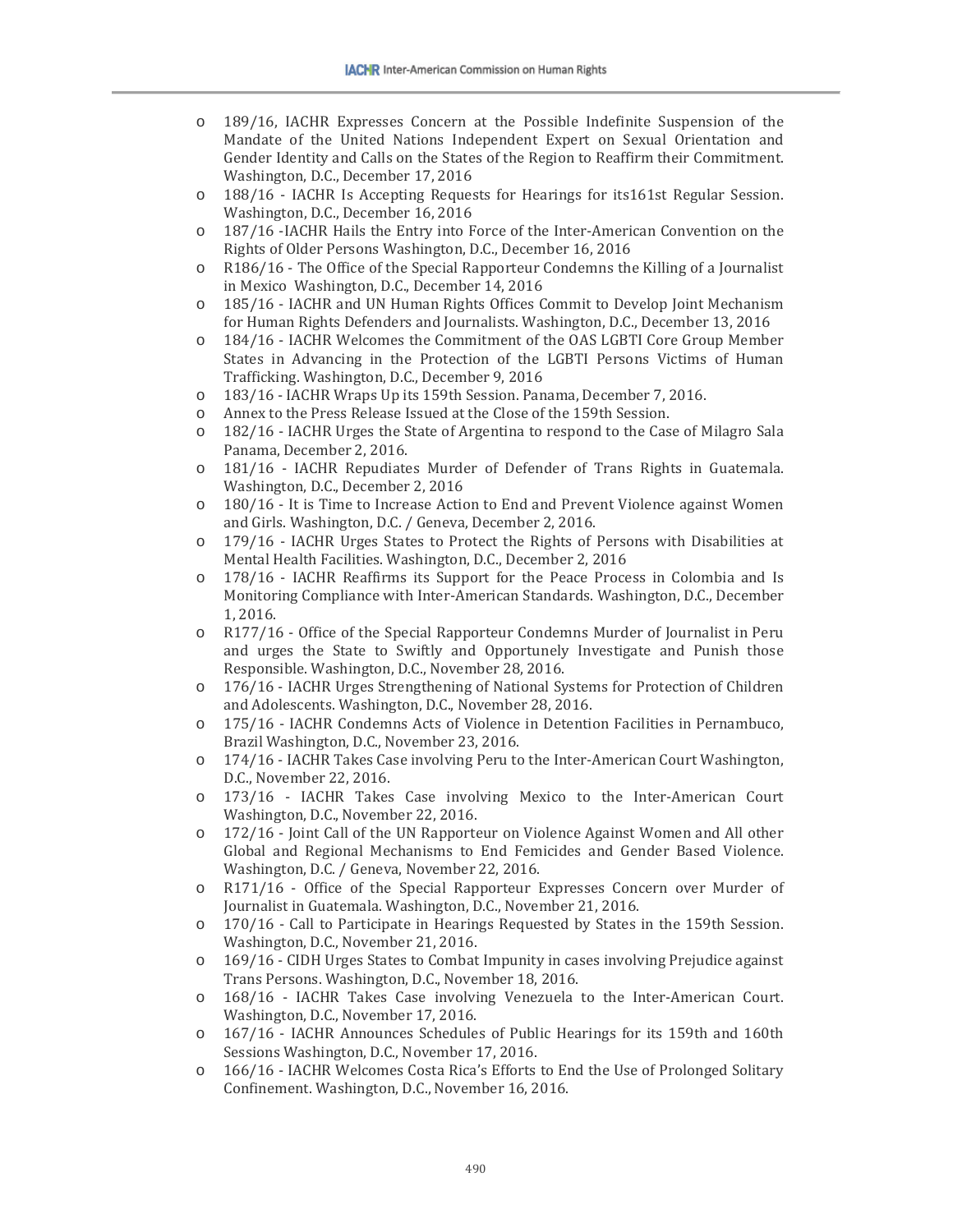- 189/16, IACHR Expresses Concern at the Possible Indefinite Suspension of the Mandate of the United Nations Independent Expert on Sexual Orientation and Gender Identity and Calls on the States of the Region to Reaffirm their Commitment. Washington, D.C., December 17, 2016
- 188/16 - IACHR Is Accepting Requests for Hearings for its161st Regular Session. Washington, D.C., December 16, 2016
- 187/16 -IACHR Hails the Entry into Force of the Inter-American Convention on the Rights of Older Persons Washington, D.C., December 16, 2016
- R186/16 - The Office of the Special Rapporteur Condemns the Killing of a Journalist in Mexico Washington, D.C., December 14, 2016
- 185/16 - IACHR and UN Human Rights Offices Commit to Develop Joint Mechanism for Human Rights Defenders and Journalists. Washington, D.C., December 13, 2016
- 184/16 - IACHR Welcomes the Commitment of the OAS LGBTI Core Group Member States in Advancing in the Protection of the LGBTI Persons Victims of Human Trafficking. Washington, D.C., December 9, 2016
- 183/16 - IACHR Wraps Up its 159th Session. Panama, December 7, 2016.
- Annex to the Press Release Issued at the Close of the 159th Session.
- 182/16 - IACHR Urges the State of Argentina to respond to the Case of Milagro Sala Panama, December 2, 2016.
- 181/16 - IACHR Repudiates Murder of Defender of Trans Rights in Guatemala. Washington, D.C., December 2, 2016
- 180/16 - It is Time to Increase Action to End and Prevent Violence against Women and Girls. Washington, D.C. / Geneva, December 2, 2016.
- 179/16 - IACHR Urges States to Protect the Rights of Persons with Disabilities at Mental Health Facilities. Washington, D.C., December 2, 2016
- 178/16 - IACHR Reaffirms its Support for the Peace Process in Colombia and Is Monitoring Compliance with Inter-American Standards. Washington, D.C., December 1, 2016.
- R177/16 - Office of the Special Rapporteur Condemns Murder of Journalist in Peru and urges the State to Swiftly and Opportunely Investigate and Punish those Responsible. Washington, D.C., November 28, 2016.
- 176/16 - IACHR Urges Strengthening of National Systems for Protection of Children and Adolescents. Washington, D.C., November 28, 2016.
- 175/16 - IACHR Condemns Acts of Violence in Detention Facilities in Pernambuco, Brazil Washington, D.C., November 23, 2016.
- 174/16 - IACHR Takes Case involving Peru to the Inter-American Court Washington, D.C., November 22, 2016.
- 173/16 - IACHR Takes Case involving Mexico to the Inter-American Court Washington, D.C., November 22, 2016.
- 172/16 - Joint Call of the UN Rapporteur on Violence Against Women and All other Global and Regional Mechanisms to End Femicides and Gender Based Violence. Washington, D.C. / Geneva, November 22, 2016.
- R171/16 - Office of the Special Rapporteur Expresses Concern over Murder of Journalist in Guatemala. Washington, D.C., November 21, 2016.
- 170/16 - Call to Participate in Hearings Requested by States in the 159th Session. Washington, D.C., November 21, 2016.
- 169/16 - CIDH Urges States to Combat Impunity in cases involving Prejudice against Trans Persons. Washington, D.C., November 18, 2016.
- 168/16 - IACHR Takes Case involving Venezuela to the Inter-American Court. Washington, D.C., November 17, 2016.
- 167/16 - IACHR Announces Schedules of Public Hearings for its 159th and 160th Sessions Washington, D.C., November 17, 2016.
- 166/16 - IACHR Welcomes Costa Rica's Efforts to End the Use of Prolonged Solitary Confinement. Washington, D.C., November 16, 2016.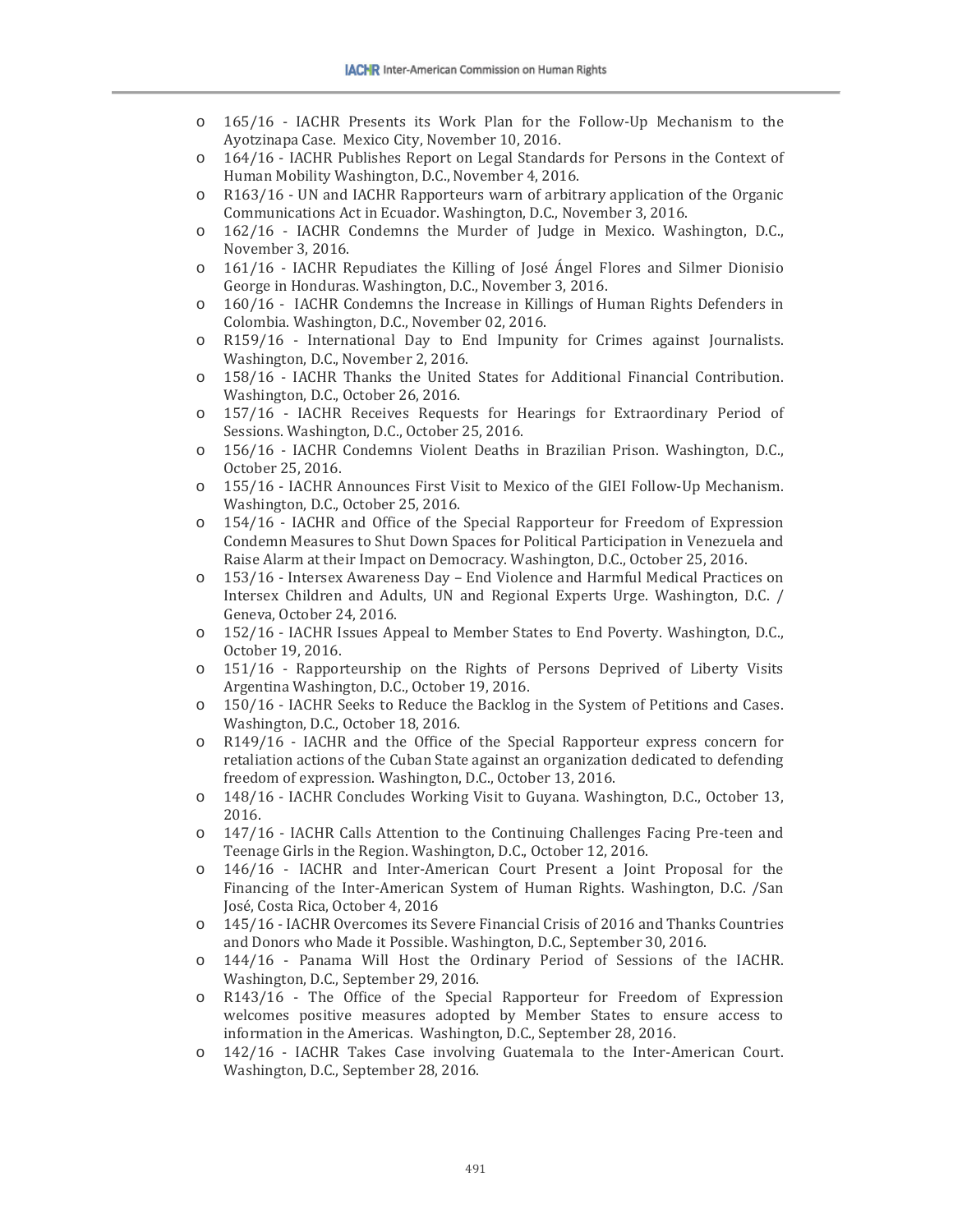- 165/16 - IACHR Presents its Work Plan for the Follow-Up Mechanism to the Ayotzinapa Case. Mexico City, November 10, 2016.
- 164/16 - IACHR Publishes Report on Legal Standards for Persons in the Context of Human Mobility Washington, D.C., November 4, 2016.
- R163/16 - UN and IACHR Rapporteurs warn of arbitrary application of the Organic Communications Act in Ecuador. Washington, D.C., November 3, 2016.
- 162/16 - IACHR Condemns the Murder of Judge in Mexico. Washington, D.C., November 3, 2016.
- 161/16 - IACHR Repudiates the Killing of José Ángel Flores and Silmer Dionisio George in Honduras. Washington, D.C., November 3, 2016.
- 160/16 - IACHR Condemns the Increase in Killings of Human Rights Defenders in Colombia. Washington, D.C., November 02, 2016.
- R159/16 - International Day to End Impunity for Crimes against Journalists. Washington, D.C., November 2, 2016.
- 158/16 - IACHR Thanks the United States for Additional Financial Contribution. Washington, D.C., October 26, 2016.
- 157/16 - IACHR Receives Requests for Hearings for Extraordinary Period of Sessions. Washington, D.C., October 25, 2016.
- 156/16 - IACHR Condemns Violent Deaths in Brazilian Prison. Washington, D.C., October 25, 2016.
- 155/16 - IACHR Announces First Visit to Mexico of the GIEI Follow-Up Mechanism. Washington, D.C., October 25, 2016.
- 154/16 - IACHR and Office of the Special Rapporteur for Freedom of Expression Condemn Measures to Shut Down Spaces for Political Participation in Venezuela and Raise Alarm at their Impact on Democracy. Washington, D.C., October 25, 2016.
- 153/16 - Intersex Awareness Day – End Violence and Harmful Medical Practices on Intersex Children and Adults, UN and Regional Experts Urge. Washington, D.C. / Geneva, October 24, 2016.
- 152/16 - IACHR Issues Appeal to Member States to End Poverty. Washington, D.C., October 19, 2016.
- 151/16 - Rapporteurship on the Rights of Persons Deprived of Liberty Visits Argentina Washington, D.C., October 19, 2016.
- 150/16 - IACHR Seeks to Reduce the Backlog in the System of Petitions and Cases. Washington, D.C., October 18, 2016.
- R149/16 - IACHR and the Office of the Special Rapporteur express concern for retaliation actions of the Cuban State against an organization dedicated to defending freedom of expression. Washington, D.C., October 13, 2016.
- 148/16 - IACHR Concludes Working Visit to Guyana. Washington, D.C., October 13, 2016.
- 147/16 - IACHR Calls Attention to the Continuing Challenges Facing Pre-teen and Teenage Girls in the Region. Washington, D.C., October 12, 2016.
- 146/16 - IACHR and Inter-American Court Present a Joint Proposal for the Financing of the Inter-American System of Human Rights. Washington, D.C. /San José, Costa Rica, October 4, 2016
- 145/16 - IACHR Overcomes its Severe Financial Crisis of 2016 and Thanks Countries and Donors who Made it Possible. Washington, D.C., September 30, 2016.
- 144/16 - Panama Will Host the Ordinary Period of Sessions of the IACHR. Washington, D.C., September 29, 2016.
- R143/16 - The Office of the Special Rapporteur for Freedom of Expression welcomes positive measures adopted by Member States to ensure access to information in the Americas. Washington, D.C., September 28, 2016.
- 142/16 - IACHR Takes Case involving Guatemala to the Inter-American Court. Washington, D.C., September 28, 2016.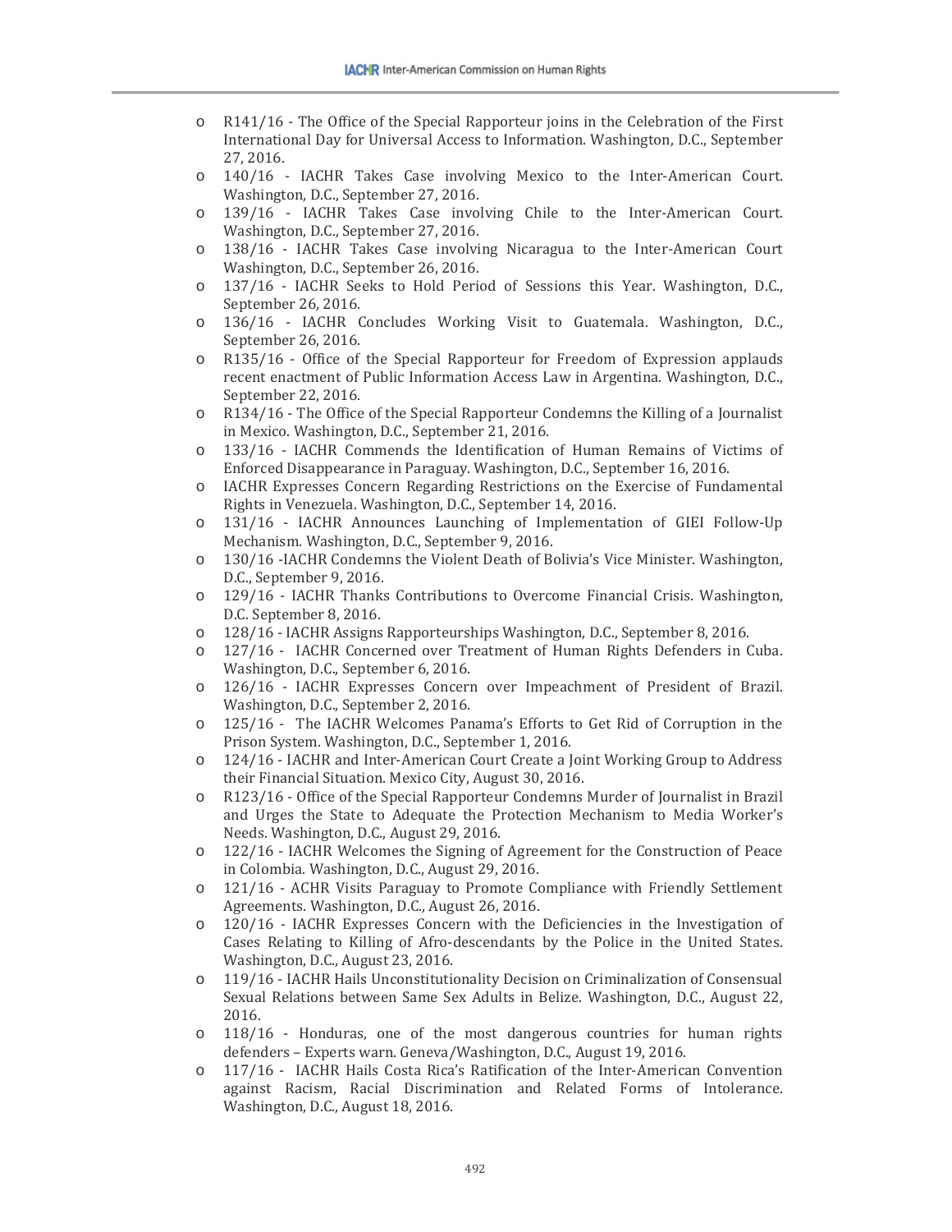- R141/16 - The Office of the Special Rapporteur joins in the Celebration of the First International Day for Universal Access to Information. Washington, D.C., September 27, 2016.
- 140/16 - IACHR Takes Case involving Mexico to the Inter-American Court. Washington, D.C., September 27, 2016.
- 139/16 - IACHR Takes Case involving Chile to the Inter-American Court. Washington, D.C., September 27, 2016.
- 138/16 - IACHR Takes Case involving Nicaragua to the Inter-American Court Washington, D.C., September 26, 2016.
- 137/16 - IACHR Seeks to Hold Period of Sessions this Year. Washington, D.C., September 26, 2016.
- 136/16 - IACHR Concludes Working Visit to Guatemala. Washington, D.C., September 26, 2016.
- R135/16 - Office of the Special Rapporteur for Freedom of Expression applauds recent enactment of Public Information Access Law in Argentina. Washington, D.C., September 22, 2016.
- R134/16 - The Office of the Special Rapporteur Condemns the Killing of a Journalist in Mexico. Washington, D.C., September 21, 2016.
- 133/16 - IACHR Commends the Identification of Human Remains of Victims of Enforced Disappearance in Paraguay. Washington, D.C., September 16, 2016.
- IACHR Expresses Concern Regarding Restrictions on the Exercise of Fundamental Rights in Venezuela. Washington, D.C., September 14, 2016.
- 131/16 - IACHR Announces Launching of Implementation of GIEI Follow-Up Mechanism. Washington, D.C., September 9, 2016.
- 130/16 -IACHR Condemns the Violent Death of Bolivia's Vice Minister. Washington, D.C., September 9, 2016.
- 129/16 - IACHR Thanks Contributions to Overcome Financial Crisis. Washington, D.C. September 8, 2016.
- 128/16 - IACHR Assigns Rapporteurships Washington, D.C., September 8, 2016.
- 127/16 - IACHR Concerned over Treatment of Human Rights Defenders in Cuba. Washington, D.C., September 6, 2016.
- 126/16 - IACHR Expresses Concern over Impeachment of President of Brazil. Washington, D.C., September 2, 2016.
- 125/16 - The IACHR Welcomes Panama's Efforts to Get Rid of Corruption in the Prison System. Washington, D.C., September 1, 2016.
- 124/16 - IACHR and Inter-American Court Create a Joint Working Group to Address their Financial Situation. Mexico City, August 30, 2016.
- R123/16 - Office of the Special Rapporteur Condemns Murder of Journalist in Brazil and Urges the State to Adequate the Protection Mechanism to Media Worker's Needs. Washington, D.C., August 29, 2016.
- 122/16 - IACHR Welcomes the Signing of Agreement for the Construction of Peace in Colombia. Washington, D.C., August 29, 2016.
- 121/16 - ACHR Visits Paraguay to Promote Compliance with Friendly Settlement Agreements. Washington, D.C., August 26, 2016.
- 120/16 - IACHR Expresses Concern with the Deficiencies in the Investigation of Cases Relating to Killing of Afro-descendants by the Police in the United States. Washington, D.C., August 23, 2016.
- 119/16 - IACHR Hails Unconstitutionality Decision on Criminalization of Consensual Sexual Relations between Same Sex Adults in Belize. Washington, D.C., August 22, 2016.
- 118/16 - Honduras, one of the most dangerous countries for human rights defenders – Experts warn. Geneva/Washington, D.C., August 19, 2016.
- 117/16 - IACHR Hails Costa Rica's Ratification of the Inter-American Convention against Racism, Racial Discrimination and Related Forms of Intolerance. Washington, D.C., August 18, 2016.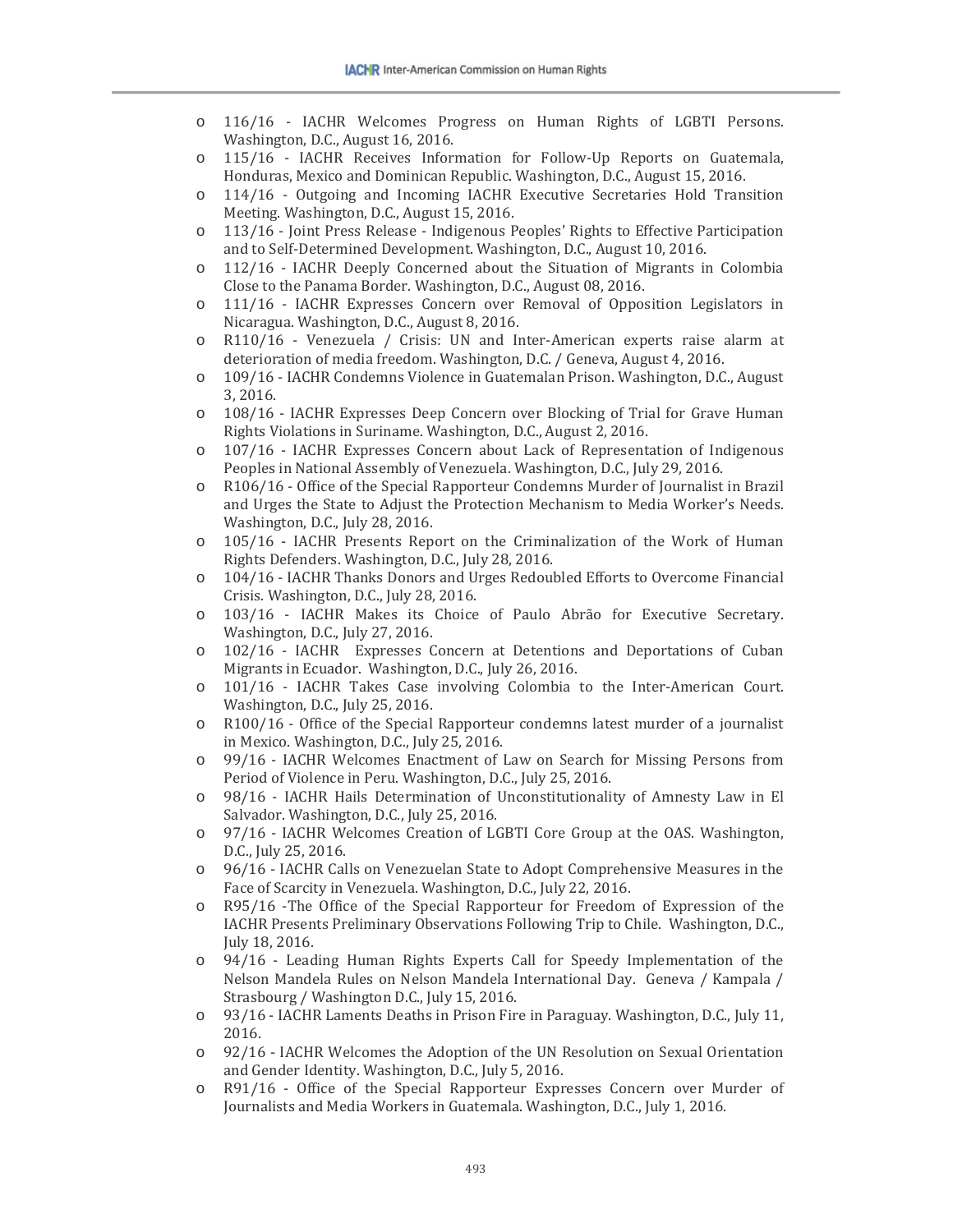- 116/16 - IACHR Welcomes Progress on Human Rights of LGBTI Persons. Washington, D.C., August 16, 2016.
- 115/16 - IACHR Receives Information for Follow-Up Reports on Guatemala, Honduras, Mexico and Dominican Republic. Washington, D.C., August 15, 2016.
- 114/16 - Outgoing and Incoming IACHR Executive Secretaries Hold Transition Meeting. Washington, D.C., August 15, 2016.
- 113/16 - Joint Press Release - Indigenous Peoples' Rights to Effective Participation and to Self-Determined Development. Washington, D.C., August 10, 2016.
- 112/16 - IACHR Deeply Concerned about the Situation of Migrants in Colombia Close to the Panama Border. Washington, D.C., August 08, 2016.
- 111/16 - IACHR Expresses Concern over Removal of Opposition Legislators in Nicaragua. Washington, D.C., August 8, 2016.
- R110/16 - Venezuela / Crisis: UN and Inter-American experts raise alarm at deterioration of media freedom. Washington, D.C. / Geneva, August 4, 2016.
- 109/16 - IACHR Condemns Violence in Guatemalan Prison. Washington, D.C., August 3, 2016.
- 108/16 - IACHR Expresses Deep Concern over Blocking of Trial for Grave Human Rights Violations in Suriname. Washington, D.C., August 2, 2016.
- 107/16 - IACHR Expresses Concern about Lack of Representation of Indigenous Peoples in National Assembly of Venezuela. Washington, D.C., July 29, 2016.
- R106/16 - Office of the Special Rapporteur Condemns Murder of Journalist in Brazil and Urges the State to Adjust the Protection Mechanism to Media Worker's Needs. Washington, D.C., July 28, 2016.
- 105/16 - IACHR Presents Report on the Criminalization of the Work of Human Rights Defenders. Washington, D.C., July 28, 2016.
- 104/16 - IACHR Thanks Donors and Urges Redoubled Efforts to Overcome Financial Crisis. Washington, D.C., July 28, 2016.
- 103/16 - IACHR Makes its Choice of Paulo Abrão for Executive Secretary. Washington, D.C., July 27, 2016.
- 102/16 - IACHR Expresses Concern at Detentions and Deportations of Cuban Migrants in Ecuador. Washington, D.C., July 26, 2016.
- 101/16 - IACHR Takes Case involving Colombia to the Inter-American Court. Washington, D.C., July 25, 2016.
- R100/16 - Office of the Special Rapporteur condemns latest murder of a journalist in Mexico. Washington, D.C., July 25, 2016.
- 99/16 - IACHR Welcomes Enactment of Law on Search for Missing Persons from Period of Violence in Peru. Washington, D.C., July 25, 2016.
- 98/16 - IACHR Hails Determination of Unconstitutionality of Amnesty Law in El Salvador. Washington, D.C., July 25, 2016.
- 97/16 - IACHR Welcomes Creation of LGBTI Core Group at the OAS. Washington, D.C., July 25, 2016.
- 96/16 - IACHR Calls on Venezuelan State to Adopt Comprehensive Measures in the Face of Scarcity in Venezuela. Washington, D.C., July 22, 2016.
- R95/16 -The Office of the Special Rapporteur for Freedom of Expression of the IACHR Presents Preliminary Observations Following Trip to Chile. Washington, D.C., July 18, 2016.
- 94/16 - Leading Human Rights Experts Call for Speedy Implementation of the Nelson Mandela Rules on Nelson Mandela International Day. Geneva / Kampala / Strasbourg / Washington D.C., July 15, 2016.
- 93/16 - IACHR Laments Deaths in Prison Fire in Paraguay. Washington, D.C., July 11, 2016.
- 92/16 - IACHR Welcomes the Adoption of the UN Resolution on Sexual Orientation and Gender Identity. Washington, D.C., July 5, 2016.
- R91/16 - Office of the Special Rapporteur Expresses Concern over Murder of Journalists and Media Workers in Guatemala. Washington, D.C., July 1, 2016.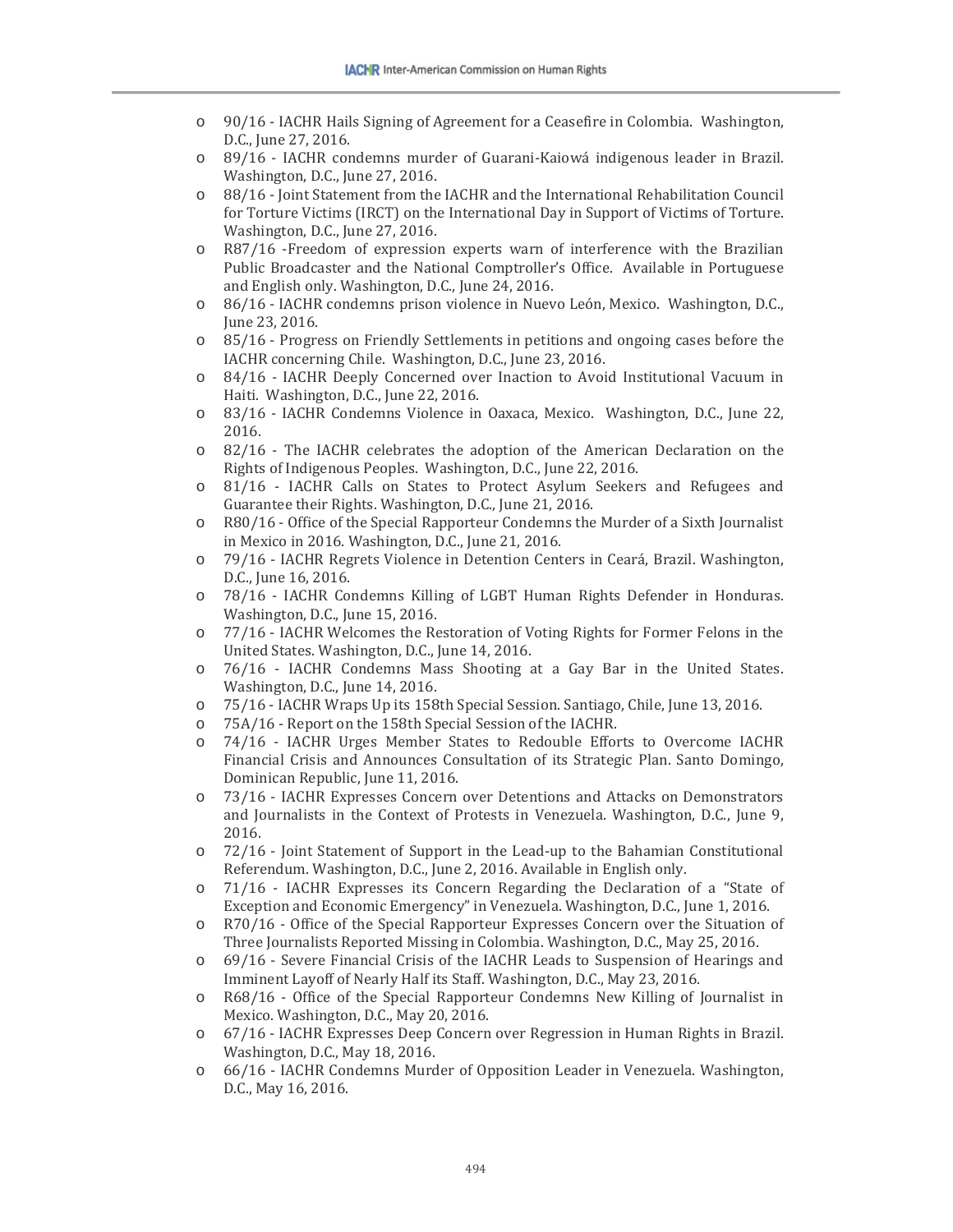- 90/16 - IACHR Hails Signing of Agreement for a Ceasefire in Colombia. Washington, D.C., June 27, 2016.
- 89/16 - IACHR condemns murder of Guarani-Kaiowá indigenous leader in Brazil. Washington, D.C., June 27, 2016.
- 88/16 - Joint Statement from the IACHR and the International Rehabilitation Council for Torture Victims (IRCT) on the International Day in Support of Victims of Torture. Washington, D.C., June 27, 2016.
- R87/16 -Freedom of expression experts warn of interference with the Brazilian Public Broadcaster and the National Comptroller's Office. Available in Portuguese and English only. Washington, D.C., June 24, 2016.
- 86/16 - IACHR condemns prison violence in Nuevo León, Mexico. Washington, D.C., June 23, 2016.
- 85/16 - Progress on Friendly Settlements in petitions and ongoing cases before the IACHR concerning Chile. Washington, D.C., June 23, 2016.
- 84/16 - IACHR Deeply Concerned over Inaction to Avoid Institutional Vacuum in Haiti. Washington, D.C., June 22, 2016.
- 83/16 - IACHR Condemns Violence in Oaxaca, Mexico. Washington, D.C., June 22, 2016.
- 82/16 - The IACHR celebrates the adoption of the American Declaration on the Rights of Indigenous Peoples. Washington, D.C., June 22, 2016.
- 81/16 - IACHR Calls on States to Protect Asylum Seekers and Refugees and Guarantee their Rights. Washington, D.C., June 21, 2016.
- R80/16 - Office of the Special Rapporteur Condemns the Murder of a Sixth Journalist in Mexico in 2016. Washington, D.C., June 21, 2016.
- 79/16 - IACHR Regrets Violence in Detention Centers in Ceará, Brazil. Washington, D.C., June 16, 2016.
- 78/16 - IACHR Condemns Killing of LGBT Human Rights Defender in Honduras. Washington, D.C., June 15, 2016.
- 77/16 - IACHR Welcomes the Restoration of Voting Rights for Former Felons in the United States. Washington, D.C., June 14, 2016.
- 76/16 - IACHR Condemns Mass Shooting at a Gay Bar in the United States. Washington, D.C., June 14, 2016.
- 75/16 - IACHR Wraps Up its 158th Special Session. Santiago, Chile, June 13, 2016.
- 75A/16 - Report on the 158th Special Session of the IACHR.
- 74/16 - IACHR Urges Member States to Redouble Efforts to Overcome IACHR Financial Crisis and Announces Consultation of its Strategic Plan. Santo Domingo, Dominican Republic, June 11, 2016.
- 73/16 - IACHR Expresses Concern over Detentions and Attacks on Demonstrators and Journalists in the Context of Protests in Venezuela. Washington, D.C., June 9, 2016.
- 72/16 - Joint Statement of Support in the Lead-up to the Bahamian Constitutional Referendum. Washington, D.C., June 2, 2016. Available in English only.
- 71/16 - IACHR Expresses its Concern Regarding the Declaration of a "State of Exception and Economic Emergency" in Venezuela. Washington, D.C., June 1, 2016.
- R70/16 - Office of the Special Rapporteur Expresses Concern over the Situation of Three Journalists Reported Missing in Colombia. Washington, D.C., May 25, 2016.
- 69/16 - Severe Financial Crisis of the IACHR Leads to Suspension of Hearings and Imminent Layoff of Nearly Half its Staff. Washington, D.C., May 23, 2016.
- R68/16 - Office of the Special Rapporteur Condemns New Killing of Journalist in Mexico. Washington, D.C., May 20, 2016.
- 67/16 - IACHR Expresses Deep Concern over Regression in Human Rights in Brazil. Washington, D.C., May 18, 2016.
- 66/16 - IACHR Condemns Murder of Opposition Leader in Venezuela. Washington, D.C., May 16, 2016.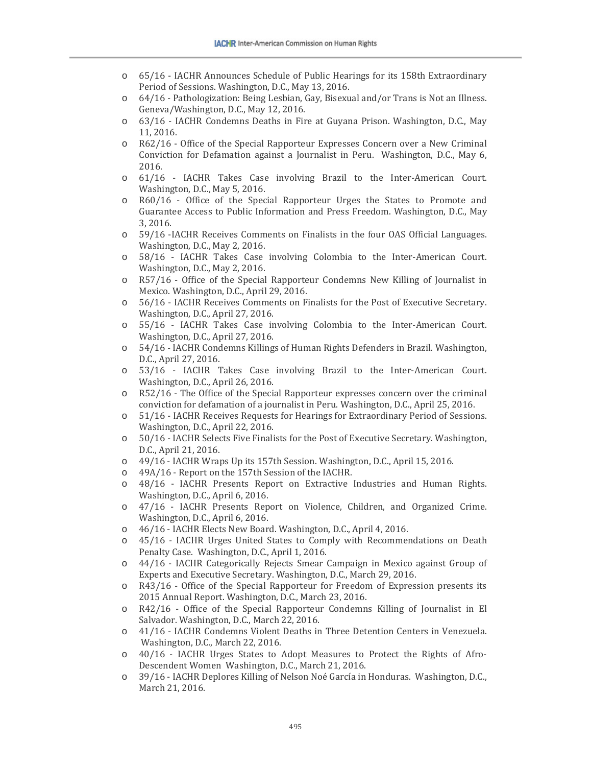- 65/16 - IACHR Announces Schedule of Public Hearings for its 158th Extraordinary Period of Sessions. Washington, D.C., May 13, 2016.
- 64/16 - Pathologization: Being Lesbian, Gay, Bisexual and/or Trans is Not an Illness. Geneva/Washington, D.C., May 12, 2016.
- 63/16 - IACHR Condemns Deaths in Fire at Guyana Prison. Washington, D.C., May 11, 2016.
- R62/16 - Office of the Special Rapporteur Expresses Concern over a New Criminal Conviction for Defamation against a Journalist in Peru. Washington, D.C., May 6, 2016.
- 61/16 - IACHR Takes Case involving Brazil to the Inter-American Court. Washington, D.C., May 5, 2016.
- R60/16 - Office of the Special Rapporteur Urges the States to Promote and Guarantee Access to Public Information and Press Freedom. Washington, D.C., May 3, 2016.
- 59/16 -IACHR Receives Comments on Finalists in the four OAS Official Languages. Washington, D.C., May 2, 2016.
- 58/16 - IACHR Takes Case involving Colombia to the Inter-American Court. Washington, D.C., May 2, 2016.
- R57/16 - Office of the Special Rapporteur Condemns New Killing of Journalist in Mexico. Washington, D.C., April 29, 2016.
- 56/16 - IACHR Receives Comments on Finalists for the Post of Executive Secretary. Washington, D.C., April 27, 2016.
- 55/16 - IACHR Takes Case involving Colombia to the Inter-American Court. Washington, D.C., April 27, 2016.
- 54/16 - IACHR Condemns Killings of Human Rights Defenders in Brazil. Washington, D.C., April 27, 2016.
- 53/16 - IACHR Takes Case involving Brazil to the Inter-American Court. Washington, D.C., April 26, 2016.
- R52/16 - The Office of the Special Rapporteur expresses concern over the criminal conviction for defamation of a journalist in Peru. Washington, D.C., April 25, 2016.
- 51/16 - IACHR Receives Requests for Hearings for Extraordinary Period of Sessions. Washington, D.C., April 22, 2016.
- 50/16 - IACHR Selects Five Finalists for the Post of Executive Secretary. Washington, D.C., April 21, 2016.
- 49/16 - IACHR Wraps Up its 157th Session. Washington, D.C., April 15, 2016.
- 49A/16 - Report on the 157th Session of the IACHR.
- 48/16 - IACHR Presents Report on Extractive Industries and Human Rights. Washington, D.C., April 6, 2016.
- 47/16 - IACHR Presents Report on Violence, Children, and Organized Crime. Washington, D.C., April 6, 2016.
- 46/16 - IACHR Elects New Board. Washington, D.C., April 4, 2016.
- 45/16 - IACHR Urges United States to Comply with Recommendations on Death Penalty Case. Washington, D.C., April 1, 2016.
- 44/16 - IACHR Categorically Rejects Smear Campaign in Mexico against Group of Experts and Executive Secretary. Washington, D.C., March 29, 2016.
- R43/16 - Office of the Special Rapporteur for Freedom of Expression presents its 2015 Annual Report. Washington, D.C., March 23, 2016.
- R42/16 - Office of the Special Rapporteur Condemns Killing of Journalist in El Salvador. Washington, D.C., March 22, 2016.
- 41/16 - IACHR Condemns Violent Deaths in Three Detention Centers in Venezuela. Washington, D.C., March 22, 2016.
- 40/16 - IACHR Urges States to Adopt Measures to Protect the Rights of Afro-Descendent Women Washington, D.C., March 21, 2016.
- 39/16 - IACHR Deplores Killing of Nelson Noé García in Honduras. Washington, D.C., March 21, 2016.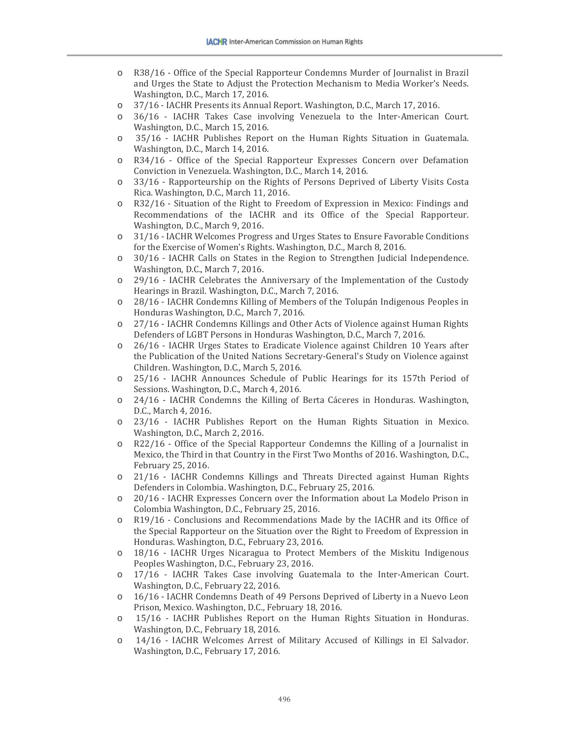- R38/16 - Office of the Special Rapporteur Condemns Murder of Journalist in Brazil and Urges the State to Adjust the Protection Mechanism to Media Worker's Needs. Washington, D.C., March 17, 2016.
- 37/16 - IACHR Presents its Annual Report. Washington, D.C., March 17, 2016.
- 36/16 - IACHR Takes Case involving Venezuela to the Inter-American Court. Washington, D.C., March 15, 2016.
- 35/16 - IACHR Publishes Report on the Human Rights Situation in Guatemala. Washington, D.C., March 14, 2016.
- R34/16 - Office of the Special Rapporteur Expresses Concern over Defamation Conviction in Venezuela. Washington, D.C., March 14, 2016.
- 33/16 - Rapporteurship on the Rights of Persons Deprived of Liberty Visits Costa Rica. Washington, D.C., March 11, 2016.
- R32/16 - Situation of the Right to Freedom of Expression in Mexico: Findings and Recommendations of the IACHR and its Office of the Special Rapporteur. Washington, D.C., March 9, 2016.
- 31/16 - IACHR Welcomes Progress and Urges States to Ensure Favorable Conditions for the Exercise of Women's Rights. Washington, D.C., March 8, 2016.
- 30/16 - IACHR Calls on States in the Region to Strengthen Judicial Independence. Washington, D.C., March 7, 2016.
- 29/16 - IACHR Celebrates the Anniversary of the Implementation of the Custody Hearings in Brazil. Washington, D.C., March 7, 2016.
- 28/16 - IACHR Condemns Killing of Members of the Tolupán Indigenous Peoples in Honduras Washington, D.C., March 7, 2016.
- 27/16 - IACHR Condemns Killings and Other Acts of Violence against Human Rights Defenders of LGBT Persons in Honduras Washington, D.C., March 7, 2016.
- 26/16 - IACHR Urges States to Eradicate Violence against Children 10 Years after the Publication of the United Nations Secretary-General's Study on Violence against Children. Washington, D.C., March 5, 2016.
- 25/16 - IACHR Announces Schedule of Public Hearings for its 157th Period of Sessions. Washington, D.C., March 4, 2016.
- 24/16 - IACHR Condemns the Killing of Berta Cáceres in Honduras. Washington, D.C., March 4, 2016.
- 23/16 - IACHR Publishes Report on the Human Rights Situation in Mexico. Washington, D.C., March 2, 2016.
- R22/16 - Office of the Special Rapporteur Condemns the Killing of a Journalist in Mexico, the Third in that Country in the First Two Months of 2016. Washington, D.C., February 25, 2016.
- 21/16 - IACHR Condemns Killings and Threats Directed against Human Rights Defenders in Colombia. Washington, D.C., February 25, 2016.
- 20/16 - IACHR Expresses Concern over the Information about La Modelo Prison in Colombia Washington, D.C., February 25, 2016.
- R19/16 - Conclusions and Recommendations Made by the IACHR and its Office of the Special Rapporteur on the Situation over the Right to Freedom of Expression in Honduras. Washington, D.C., February 23, 2016.
- 18/16 - IACHR Urges Nicaragua to Protect Members of the Miskitu Indigenous Peoples Washington, D.C., February 23, 2016.
- 17/16 - IACHR Takes Case involving Guatemala to the Inter-American Court. Washington, D.C., February 22, 2016.
- 16/16 - IACHR Condemns Death of 49 Persons Deprived of Liberty in a Nuevo Leon Prison, Mexico. Washington, D.C., February 18, 2016.
- 15/16 - IACHR Publishes Report on the Human Rights Situation in Honduras. Washington, D.C., February 18, 2016.
- 14/16 - IACHR Welcomes Arrest of Military Accused of Killings in El Salvador. Washington, D.C., February 17, 2016.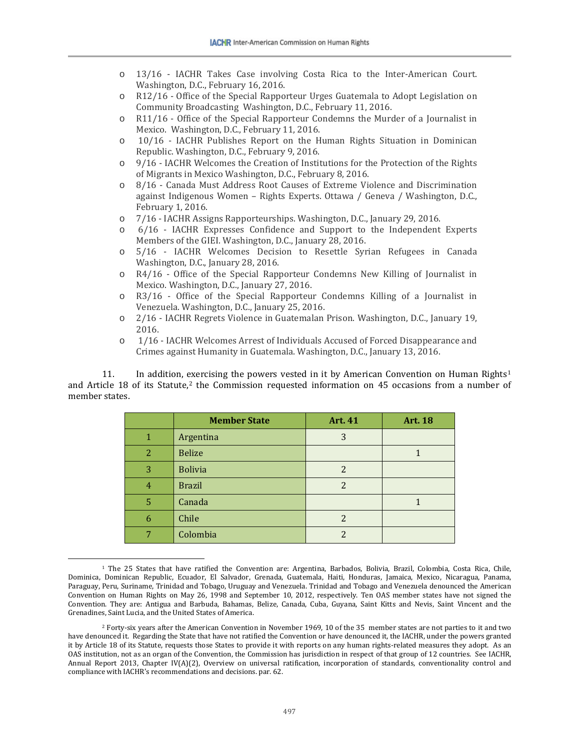- 13/16 - IACHR Takes Case involving Costa Rica to the Inter-American Court. Washington, D.C., February 16, 2016.
- R12/16 - Office of the Special Rapporteur Urges Guatemala to Adopt Legislation on Community Broadcasting Washington, D.C., February 11, 2016.
- R11/16 - Office of the Special Rapporteur Condemns the Murder of a Journalist in Mexico. Washington, D.C., February 11, 2016.
- 10/16 - IACHR Publishes Report on the Human Rights Situation in Dominican Republic. Washington, D.C., February 9, 2016.
- 9/16 - IACHR Welcomes the Creation of Institutions for the Protection of the Rights of Migrants in Mexico Washington, D.C., February 8, 2016.
- 8/16 - Canada Must Address Root Causes of Extreme Violence and Discrimination against Indigenous Women – Rights Experts. Ottawa / Geneva / Washington, D.C., February 1, 2016.
- 7/16 - IACHR Assigns Rapporteurships. Washington, D.C., January 29, 2016.
- 6/16 - IACHR Expresses Confidence and Support to the Independent Experts Members of the GIEI. Washington, D.C., January 28, 2016.
- 5/16 - IACHR Welcomes Decision to Resettle Syrian Refugees in Canada Washington, D.C., January 28, 2016.
- R4/16 - Office of the Special Rapporteur Condemns New Killing of Journalist in Mexico. Washington, D.C., January 27, 2016.
- R3/16 - Office of the Special Rapporteur Condemns Killing of a Journalist in Venezuela. Washington, D.C., January 25, 2016.
- 2/16 - IACHR Regrets Violence in Guatemalan Prison. Washington, D.C., January 19, 2016.
- 1/16 - IACHR Welcomes Arrest of Individuals Accused of Forced Disappearance and Crimes against Humanity in Guatemala. Washington, D.C., January 13, 2016.

11. In addition, exercising the powers vested in it by American Convention on Human Rights[1] and Article 18 of its Statute,[2] the Commission requested information on 45 occasions from a number of member states.

| | Member State | Art. 41 | Art. 18 |
|---|---|---|---|
| 1 | Argentina | 3 | |
| 2 | Belize | | 1 |
| 3 | Bolivia | 2 | |
| 4 | Brazil | 2 | |
| 5 | Canada | | 1 |
| 6 | Chile | 2 | |
| 7 | Colombia | 2 | |

[1] The 25 States that have ratified the Convention are: Argentina, Barbados, Bolivia, Brazil, Colombia, Costa Rica, Chile, Dominica, Dominican Republic, Ecuador, El Salvador, Grenada, Guatemala, Haiti, Honduras, Jamaica, Mexico, Nicaragua, Panama, Paraguay, Peru, Suriname, Trinidad and Tobago, Uruguay and Venezuela. Trinidad and Tobago and Venezuela denounced the American Convention on Human Rights on May 26, 1998 and September 10, 2012, respectively. Ten OAS member states have not signed the Convention. They are: Antigua and Barbuda, Bahamas, Belize, Canada, Cuba, Guyana, Saint Kitts and Nevis, Saint Vincent and the Grenadines, Saint Lucia, and the United States of America.

[2] Forty-six years after the American Convention in November 1969, 10 of the 35 member states are not parties to it and two have denounced it. Regarding the State that have not ratified the Convention or have denounced it, the IACHR, under the powers granted it by Article 18 of its Statute, requests those States to provide it with reports on any human rights-related measures they adopt. As an OAS institution, not as an organ of the Convention, the Commission has jurisdiction in respect of that group of 12 countries. See IACHR, Annual Report 2013, Chapter IV(A)(2), Overview on universal ratification, incorporation of standards, conventionality control and compliance with IACHR's recommendations and decisions. par. 62.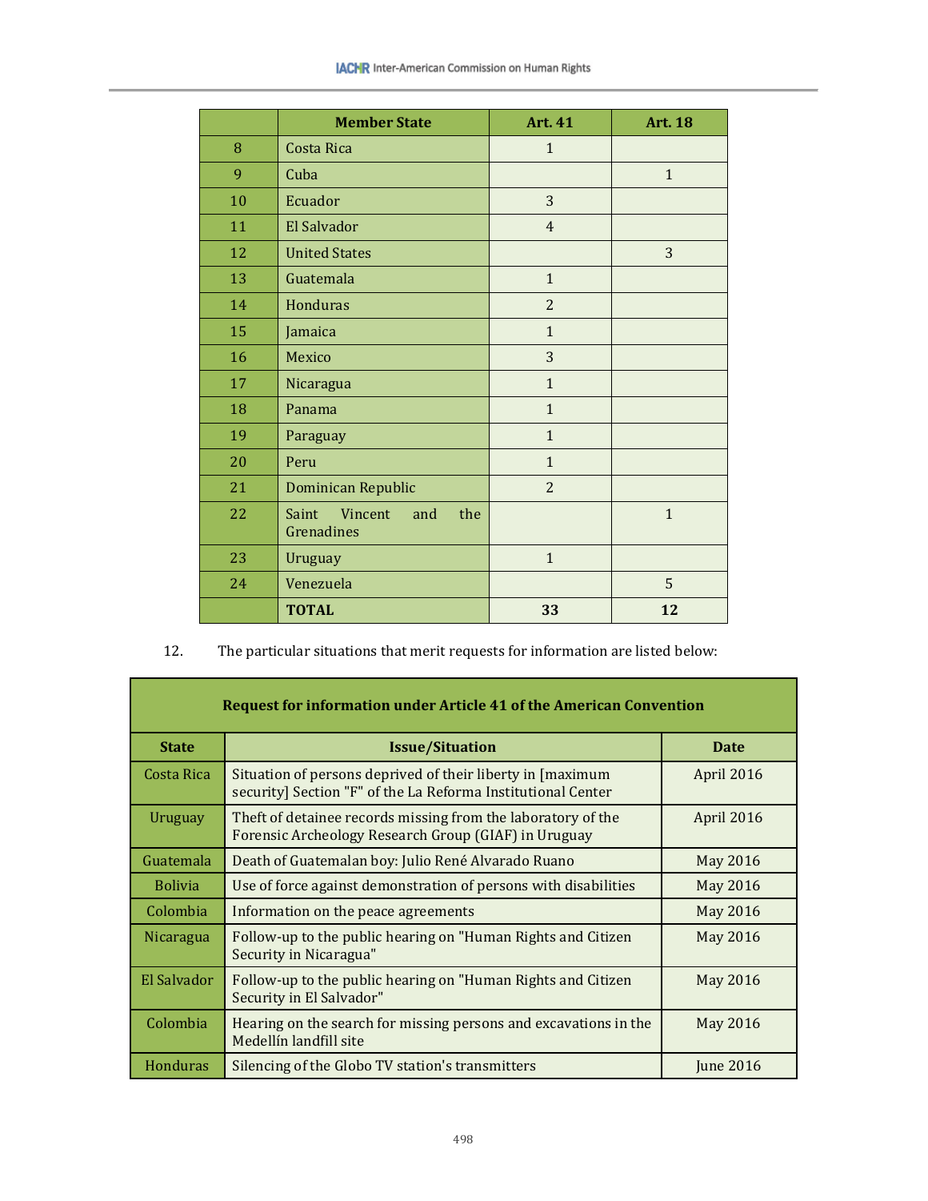|  | Member State | Art. 41 | Art. 18 |
|---|---|---|---|
| 8 | Costa Rica | 1 |  |
| 9 | Cuba |  | 1 |
| 10 | Ecuador | 3 |  |
| 11 | El Salvador | 4 |  |
| 12 | United States |  | 3 |
| 13 | Guatemala | 1 |  |
| 14 | Honduras | 2 |  |
| 15 | Jamaica | 1 |  |
| 16 | Mexico | 3 |  |
| 17 | Nicaragua | 1 |  |
| 18 | Panama | 1 |  |
| 19 | Paraguay | 1 |  |
| 20 | Peru | 1 |  |
| 21 | Dominican Republic | 2 |  |
| 22 | Saint Vincent and the Grenadines |  | 1 |
| 23 | Uruguay | 1 |  |
| 24 | Venezuela |  | 5 |
|  | **TOTAL** | **33** | **12** |

12. The particular situations that merit requests for information are listed below:

| **Request for information under Article 41 of the American Convention** | | |
|---|---|---|
| **State** | **Issue/Situation** | **Date** |
| Costa Rica | Situation of persons deprived of their liberty in [maximum security] Section "F" of the La Reforma Institutional Center | April 2016 |
| Uruguay | Theft of detainee records missing from the laboratory of the Forensic Archeology Research Group (GIAF) in Uruguay | April 2016 |
| Guatemala | Death of Guatemalan boy: Julio René Alvarado Ruano | May 2016 |
| Bolivia | Use of force against demonstration of persons with disabilities | May 2016 |
| Colombia | Information on the peace agreements | May 2016 |
| Nicaragua | Follow-up to the public hearing on "Human Rights and Citizen Security in Nicaragua" | May 2016 |
| El Salvador | Follow-up to the public hearing on "Human Rights and Citizen Security in El Salvador" | May 2016 |
| Colombia | Hearing on the search for missing persons and excavations in the Medellín landfill site | May 2016 |
| Honduras | Silencing of the Globo TV station's transmitters | June 2016 |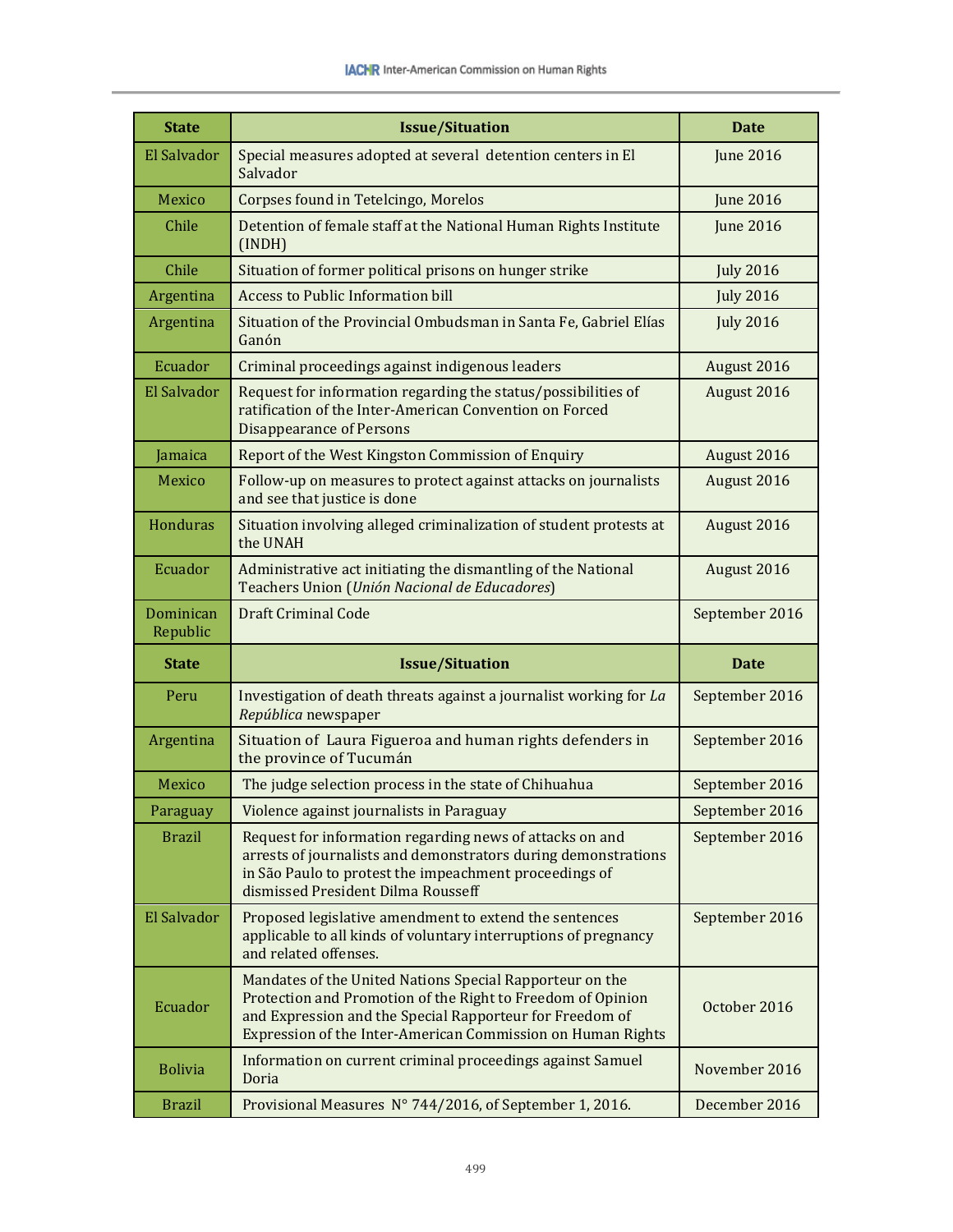| State | Issue/Situation | Date |
|---|---|---|
| El Salvador | Special measures adopted at several detention centers in El Salvador | June 2016 |
| Mexico | Corpses found in Tetelcingo, Morelos | June 2016 |
| Chile | Detention of female staff at the National Human Rights Institute (INDH) | June 2016 |
| Chile | Situation of former political prisons on hunger strike | July 2016 |
| Argentina | Access to Public Information bill | July 2016 |
| Argentina | Situation of the Provincial Ombudsman in Santa Fe, Gabriel Elías Ganón | July 2016 |
| Ecuador | Criminal proceedings against indigenous leaders | August 2016 |
| El Salvador | Request for information regarding the status/possibilities of ratification of the Inter-American Convention on Forced Disappearance of Persons | August 2016 |
| Jamaica | Report of the West Kingston Commission of Enquiry | August 2016 |
| Mexico | Follow-up on measures to protect against attacks on journalists and see that justice is done | August 2016 |
| Honduras | Situation involving alleged criminalization of student protests at the UNAH | August 2016 |
| Ecuador | Administrative act initiating the dismantling of the National Teachers Union (*Unión Nacional de Educadores*) | August 2016 |
| Dominican Republic | Draft Criminal Code | September 2016 |
| Peru | Investigation of death threats against a journalist working for *La República* newspaper | September 2016 |
| Argentina | Situation of Laura Figueroa and human rights defenders in the province of Tucumán | September 2016 |
| Mexico | The judge selection process in the state of Chihuahua | September 2016 |
| Paraguay | Violence against journalists in Paraguay | September 2016 |
| Brazil | Request for information regarding news of attacks on and arrests of journalists and demonstrators during demonstrations in São Paulo to protest the impeachment proceedings of dismissed President Dilma Rousseff | September 2016 |
| El Salvador | Proposed legislative amendment to extend the sentences applicable to all kinds of voluntary interruptions of pregnancy and related offenses. | September 2016 |
| Ecuador | Mandates of the United Nations Special Rapporteur on the Protection and Promotion of the Right to Freedom of Opinion and Expression and the Special Rapporteur for Freedom of Expression of the Inter-American Commission on Human Rights | October 2016 |
| Bolivia | Information on current criminal proceedings against Samuel Doria | November 2016 |
| Brazil | Provisional Measures N° 744/2016, of September 1, 2016. | December 2016 |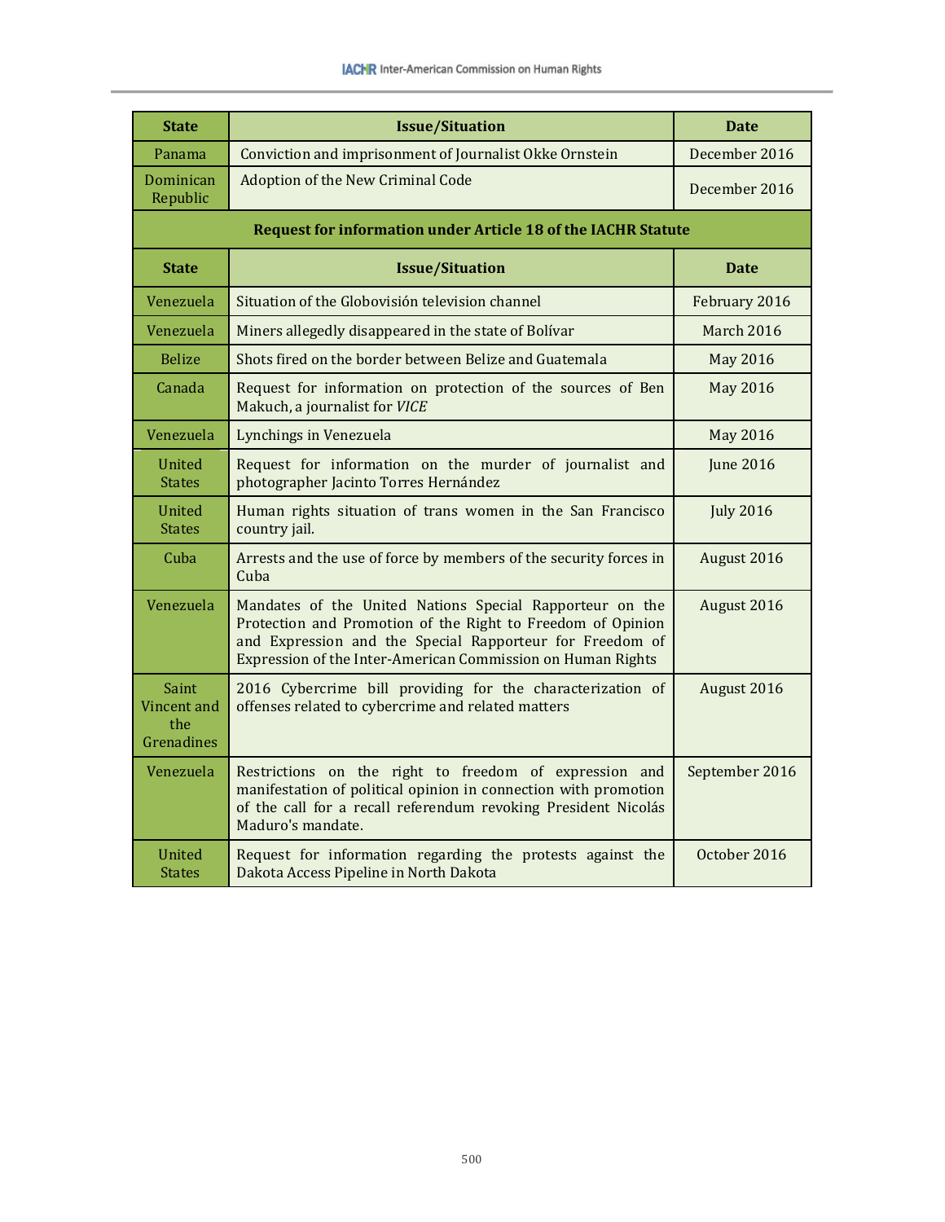| State | Issue/Situation | Date |
| --- | --- | --- |
| Panama | Conviction and imprisonment of Journalist Okke Ornstein | December 2016 |
| Dominican Republic | Adoption of the New Criminal Code | December 2016 |
| **Request for information under Article 18 of the IACHR Statute** | | |
| **State** | **Issue/Situation** | **Date** |
| Venezuela | Situation of the Globovisión television channel | February 2016 |
| Venezuela | Miners allegedly disappeared in the state of Bolívar | March 2016 |
| Belize | Shots fired on the border between Belize and Guatemala | May 2016 |
| Canada | Request for information on protection of the sources of Ben Makuch, a journalist for *VICE* | May 2016 |
| Venezuela | Lynchings in Venezuela | May 2016 |
| United States | Request for information on the murder of journalist and photographer Jacinto Torres Hernández | June 2016 |
| United States | Human rights situation of trans women in the San Francisco country jail. | July 2016 |
| Cuba | Arrests and the use of force by members of the security forces in Cuba | August 2016 |
| Venezuela | Mandates of the United Nations Special Rapporteur on the Protection and Promotion of the Right to Freedom of Opinion and Expression and the Special Rapporteur for Freedom of Expression of the Inter-American Commission on Human Rights | August 2016 |
| Saint Vincent and the Grenadines | 2016 Cybercrime bill providing for the characterization of offenses related to cybercrime and related matters | August 2016 |
| Venezuela | Restrictions on the right to freedom of expression and manifestation of political opinion in connection with promotion of the call for a recall referendum revoking President Nicolás Maduro's mandate. | September 2016 |
| United States | Request for information regarding the protests against the Dakota Access Pipeline in North Dakota | October 2016 |